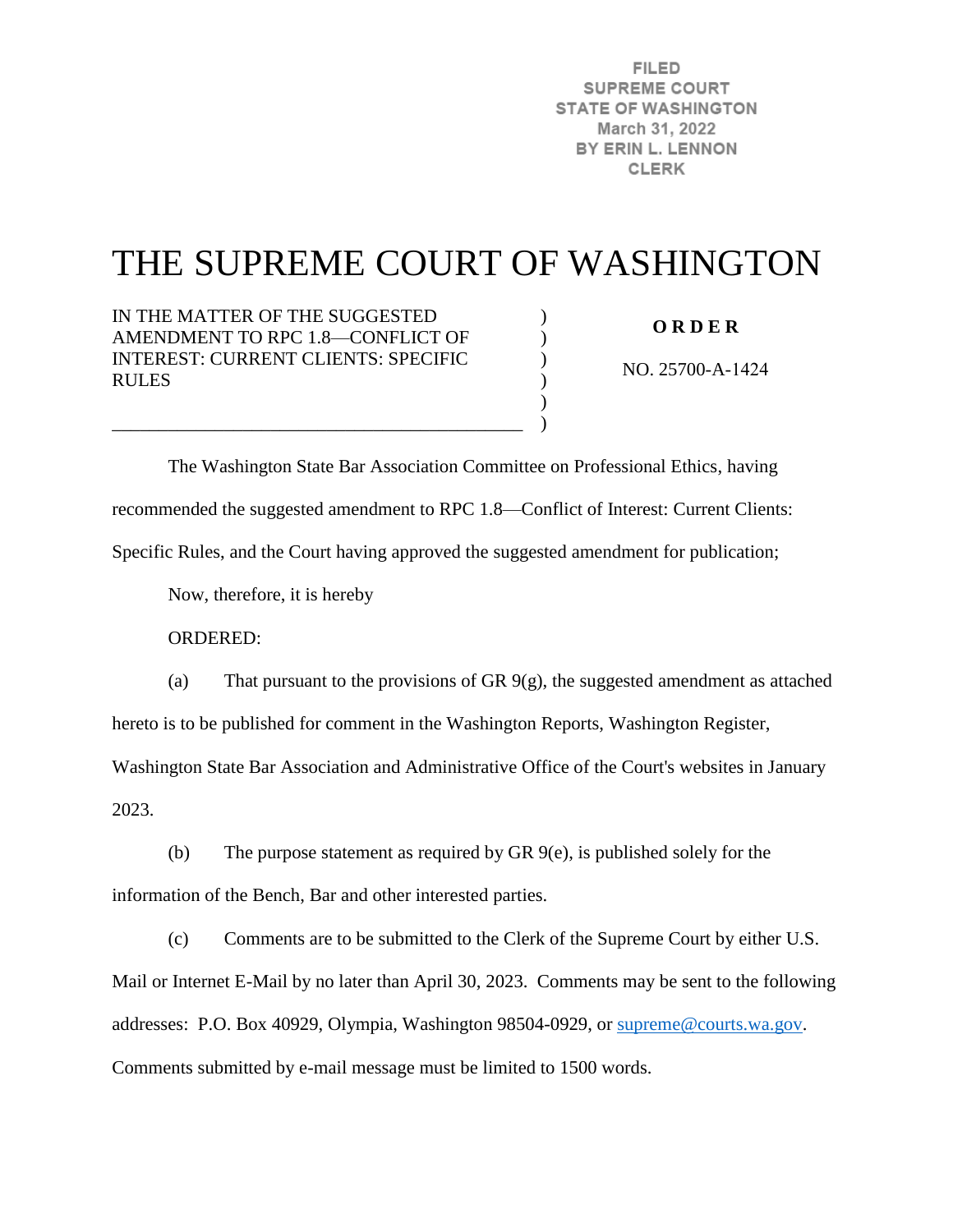FILED
SUPREME COURT
STATE OF WASHINGTON
March 31, 2022
BY ERIN L. LENNON
CLERK

# THE SUPREME COURT OF WASHINGTON

IN THE MATTER OF THE SUGGESTED AMENDMENT TO RPC 1.8—CONFLICT OF INTEREST: CURRENT CLIENTS: SPECIFIC RULES

**O R D E R**

NO. 25700-A-1424

The Washington State Bar Association Committee on Professional Ethics, having recommended the suggested amendment to RPC 1.8—Conflict of Interest: Current Clients: Specific Rules, and the Court having approved the suggested amendment for publication;

Now, therefore, it is hereby

ORDERED:

(a) That pursuant to the provisions of GR 9(g), the suggested amendment as attached hereto is to be published for comment in the Washington Reports, Washington Register, Washington State Bar Association and Administrative Office of the Court's websites in January 2023.

(b) The purpose statement as required by GR 9(e), is published solely for the information of the Bench, Bar and other interested parties.

(c) Comments are to be submitted to the Clerk of the Supreme Court by either U.S. Mail or Internet E-Mail by no later than April 30, 2023. Comments may be sent to the following addresses: P.O. Box 40929, Olympia, Washington 98504-0929, or supreme@courts.wa.gov. Comments submitted by e-mail message must be limited to 1500 words.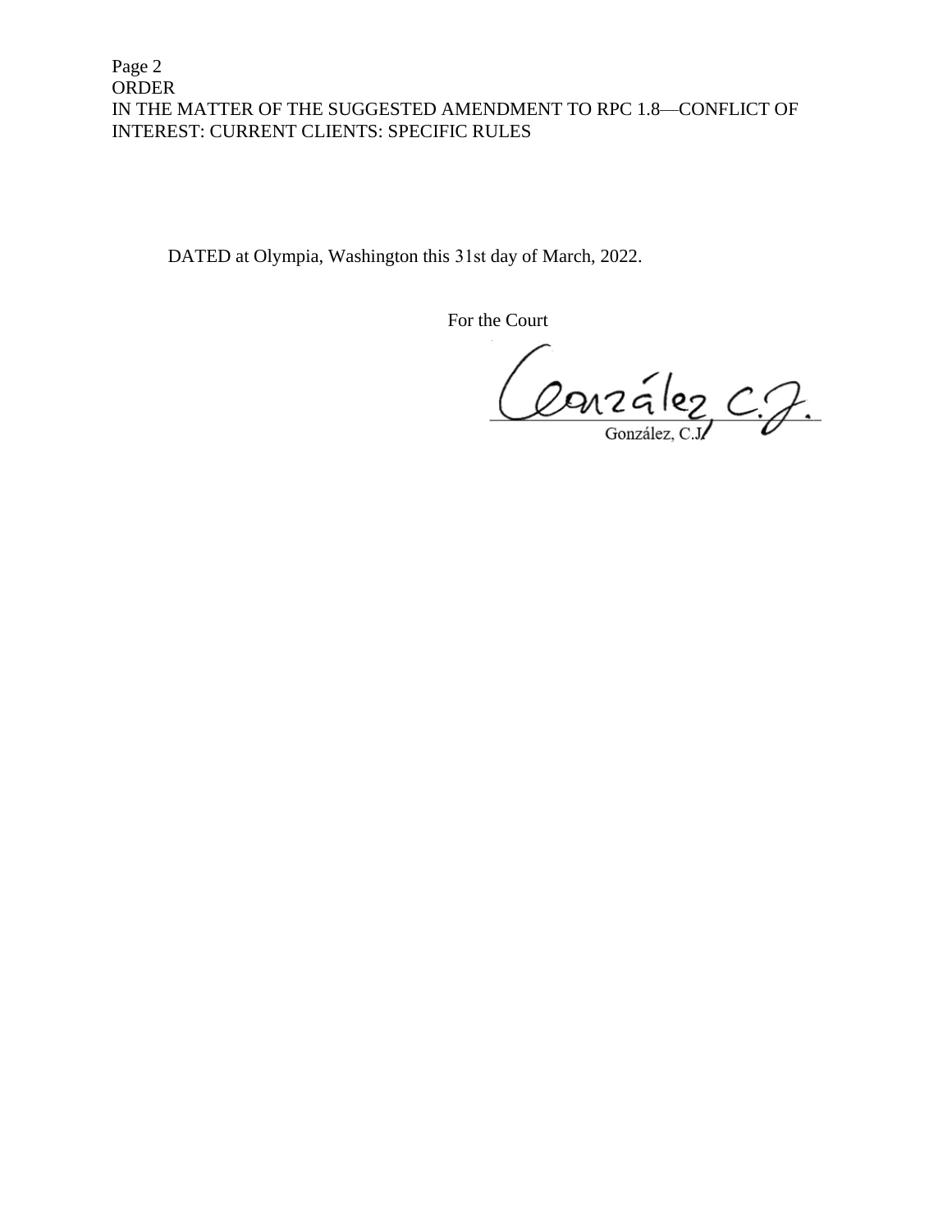DATED at Olympia, Washington this 31st day of March, 2022.

For the Court

González, C.J.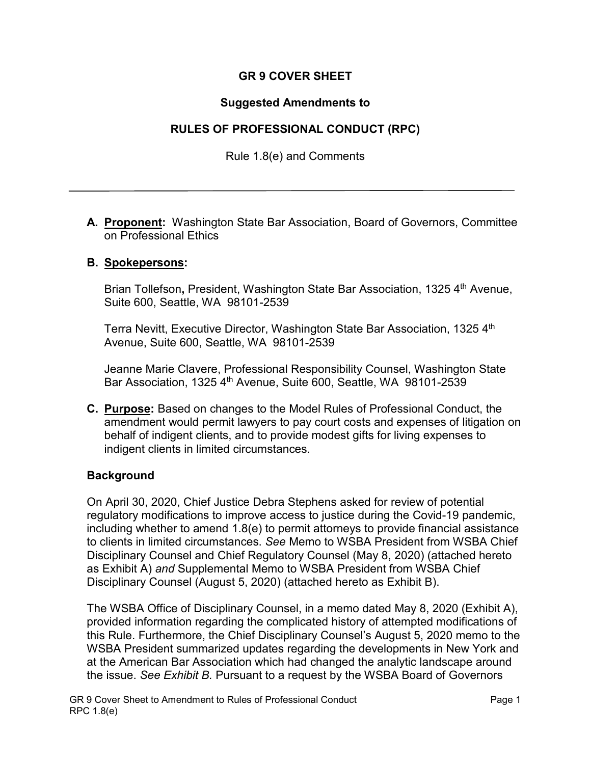# GR 9 COVER SHEET

## Suggested Amendments to

## RULES OF PROFESSIONAL CONDUCT (RPC)

Rule 1.8(e) and Comments

---

**A. Proponent:** Washington State Bar Association, Board of Governors, Committee on Professional Ethics

**B. Spokepersons:**

Brian Tollefson**,** President, Washington State Bar Association, 1325 4th Avenue, Suite 600, Seattle, WA 98101-2539

Terra Nevitt, Executive Director, Washington State Bar Association, 1325 4th Avenue, Suite 600, Seattle, WA 98101-2539

Jeanne Marie Clavere, Professional Responsibility Counsel, Washington State Bar Association, 1325 4th Avenue, Suite 600, Seattle, WA 98101-2539

**C. Purpose:** Based on changes to the Model Rules of Professional Conduct, the amendment would permit lawyers to pay court costs and expenses of litigation on behalf of indigent clients, and to provide modest gifts for living expenses to indigent clients in limited circumstances.

**Background**

On April 30, 2020, Chief Justice Debra Stephens asked for review of potential regulatory modifications to improve access to justice during the Covid-19 pandemic, including whether to amend 1.8(e) to permit attorneys to provide financial assistance to clients in limited circumstances. *See* Memo to WSBA President from WSBA Chief Disciplinary Counsel and Chief Regulatory Counsel (May 8, 2020) (attached hereto as Exhibit A) *and* Supplemental Memo to WSBA President from WSBA Chief Disciplinary Counsel (August 5, 2020) (attached hereto as Exhibit B).

The WSBA Office of Disciplinary Counsel, in a memo dated May 8, 2020 (Exhibit A), provided information regarding the complicated history of attempted modifications of this Rule. Furthermore, the Chief Disciplinary Counsel's August 5, 2020 memo to the WSBA President summarized updates regarding the developments in New York and at the American Bar Association which had changed the analytic landscape around the issue. *See Exhibit B.* Pursuant to a request by the WSBA Board of Governors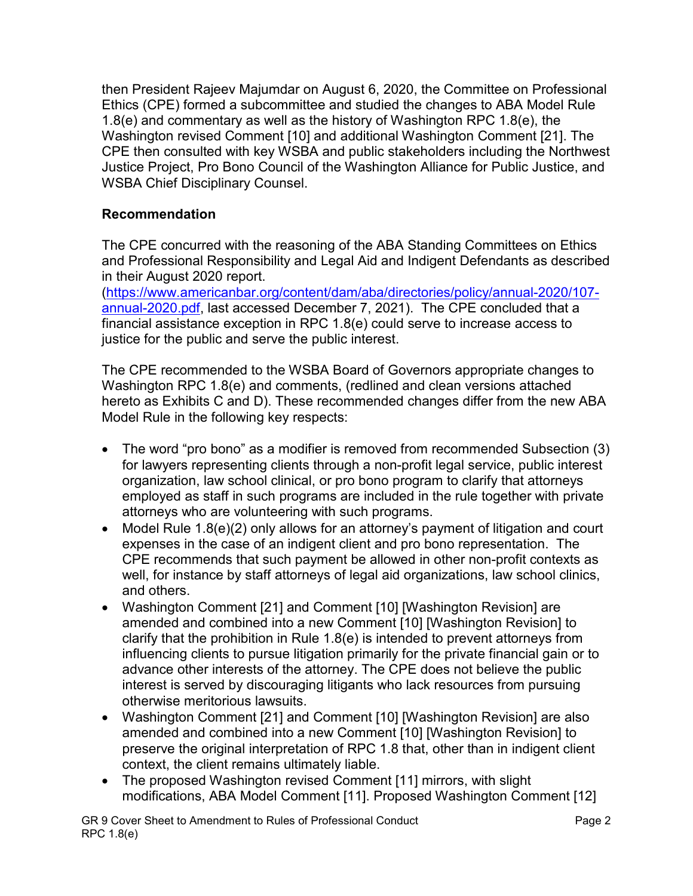then President Rajeev Majumdar on August 6, 2020, the Committee on Professional Ethics (CPE) formed a subcommittee and studied the changes to ABA Model Rule 1.8(e) and commentary as well as the history of Washington RPC 1.8(e), the Washington revised Comment [10] and additional Washington Comment [21]. The CPE then consulted with key WSBA and public stakeholders including the Northwest Justice Project, Pro Bono Council of the Washington Alliance for Public Justice, and WSBA Chief Disciplinary Counsel.

**Recommendation**

The CPE concurred with the reasoning of the ABA Standing Committees on Ethics and Professional Responsibility and Legal Aid and Indigent Defendants as described in their August 2020 report. (https://www.americanbar.org/content/dam/aba/directories/policy/annual-2020/107-annual-2020.pdf, last accessed December 7, 2021). The CPE concluded that a financial assistance exception in RPC 1.8(e) could serve to increase access to justice for the public and serve the public interest.

The CPE recommended to the WSBA Board of Governors appropriate changes to Washington RPC 1.8(e) and comments, (redlined and clean versions attached hereto as Exhibits C and D). These recommended changes differ from the new ABA Model Rule in the following key respects:

- The word "pro bono" as a modifier is removed from recommended Subsection (3) for lawyers representing clients through a non-profit legal service, public interest organization, law school clinical, or pro bono program to clarify that attorneys employed as staff in such programs are included in the rule together with private attorneys who are volunteering with such programs.
- Model Rule 1.8(e)(2) only allows for an attorney's payment of litigation and court expenses in the case of an indigent client and pro bono representation. The CPE recommends that such payment be allowed in other non-profit contexts as well, for instance by staff attorneys of legal aid organizations, law school clinics, and others.
- Washington Comment [21] and Comment [10] [Washington Revision] are amended and combined into a new Comment [10] [Washington Revision] to clarify that the prohibition in Rule 1.8(e) is intended to prevent attorneys from influencing clients to pursue litigation primarily for the private financial gain or to advance other interests of the attorney. The CPE does not believe the public interest is served by discouraging litigants who lack resources from pursuing otherwise meritorious lawsuits.
- Washington Comment [21] and Comment [10] [Washington Revision] are also amended and combined into a new Comment [10] [Washington Revision] to preserve the original interpretation of RPC 1.8 that, other than in indigent client context, the client remains ultimately liable.
- The proposed Washington revised Comment [11] mirrors, with slight modifications, ABA Model Comment [11]. Proposed Washington Comment [12]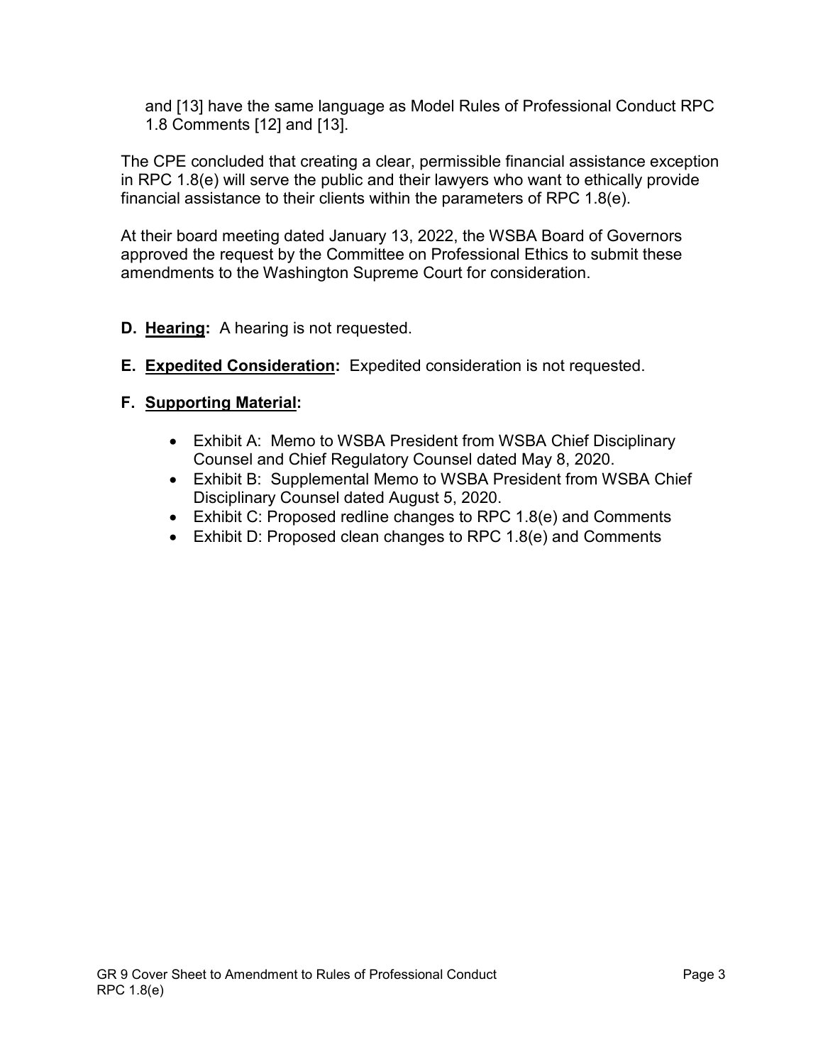and [13] have the same language as Model Rules of Professional Conduct RPC 1.8 Comments [12] and [13].

The CPE concluded that creating a clear, permissible financial assistance exception in RPC 1.8(e) will serve the public and their lawyers who want to ethically provide financial assistance to their clients within the parameters of RPC 1.8(e).

At their board meeting dated January 13, 2022, the WSBA Board of Governors approved the request by the Committee on Professional Ethics to submit these amendments to the Washington Supreme Court for consideration.

**D. Hearing:** A hearing is not requested.

**E. Expedited Consideration:** Expedited consideration is not requested.

**F. Supporting Material:**

- Exhibit A: Memo to WSBA President from WSBA Chief Disciplinary Counsel and Chief Regulatory Counsel dated May 8, 2020.
- Exhibit B: Supplemental Memo to WSBA President from WSBA Chief Disciplinary Counsel dated August 5, 2020.
- Exhibit C: Proposed redline changes to RPC 1.8(e) and Comments
- Exhibit D: Proposed clean changes to RPC 1.8(e) and Comments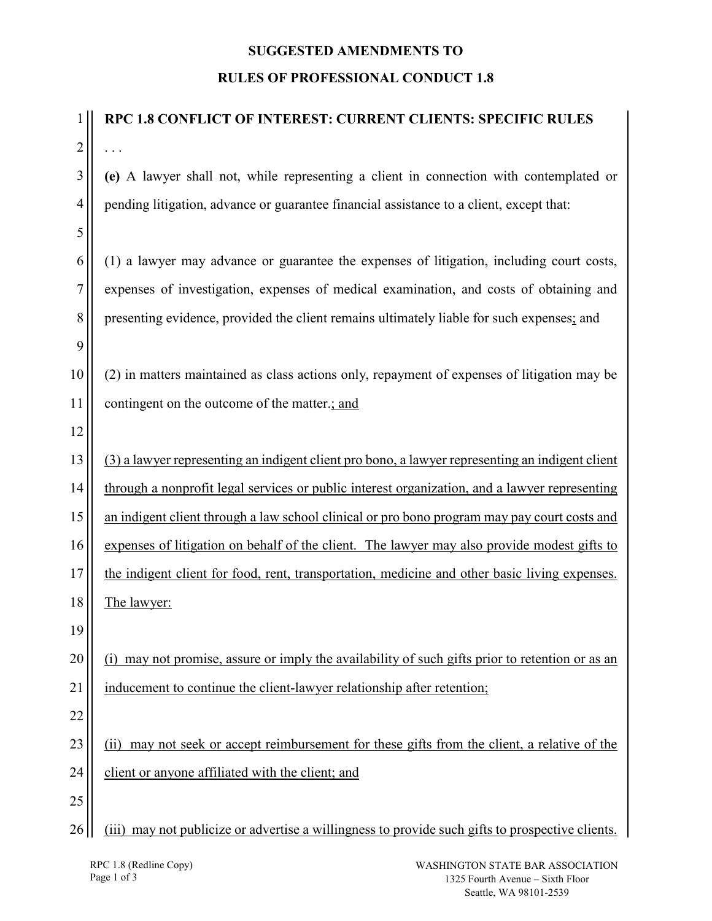**SUGGESTED AMENDMENTS TO**

**RULES OF PROFESSIONAL CONDUCT 1.8**

**RPC 1.8 CONFLICT OF INTEREST: CURRENT CLIENTS: SPECIFIC RULES**

. . .

**(e)** A lawyer shall not, while representing a client in connection with contemplated or pending litigation, advance or guarantee financial assistance to a client, except that:

(1) a lawyer may advance or guarantee the expenses of litigation, including court costs, expenses of investigation, expenses of medical examination, and costs of obtaining and presenting evidence, provided the client remains ultimately liable for such expenses<u>;</u> and

(2) in matters maintained as class actions only, repayment of expenses of litigation may be contingent on the outcome of the matter.<u>; and</u>

<u>(3) a lawyer representing an indigent client pro bono, a lawyer representing an indigent client through a nonprofit legal services or public interest organization, and a lawyer representing an indigent client through a law school clinical or pro bono program may pay court costs and expenses of litigation on behalf of the client. The lawyer may also provide modest gifts to the indigent client for food, rent, transportation, medicine and other basic living expenses. The lawyer:</u>

<u>(i) may not promise, assure or imply the availability of such gifts prior to retention or as an inducement to continue the client-lawyer relationship after retention;</u>

<u>(ii) may not seek or accept reimbursement for these gifts from the client, a relative of the client or anyone affiliated with the client; and</u>

<u>(iii) may not publicize or advertise a willingness to provide such gifts to prospective clients.</u>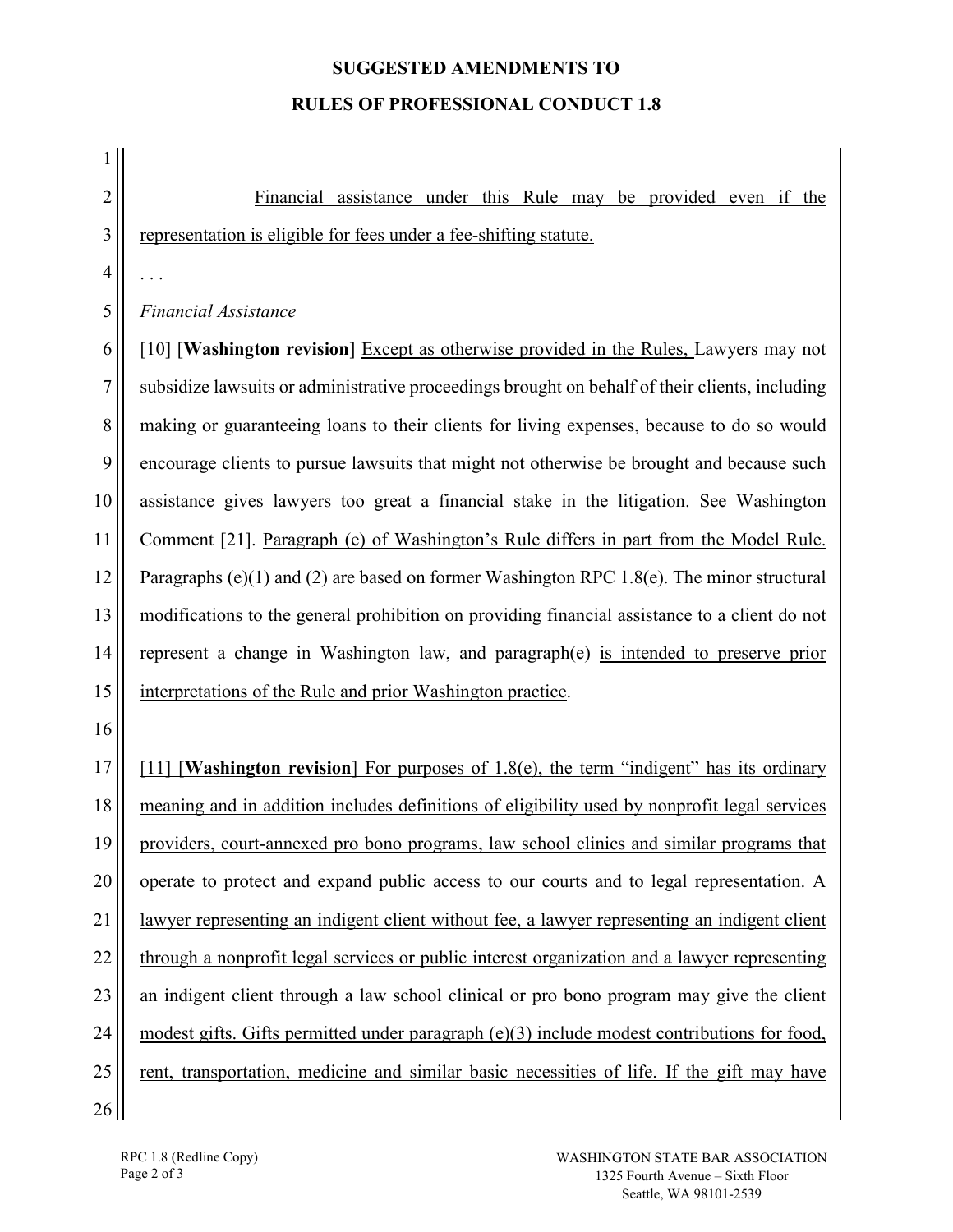Financial assistance under this Rule may be provided even if the representation is eligible for fees under a fee-shifting statute.

. . .

*Financial Assistance*

[10] [**Washington revision**] Except as otherwise provided in the Rules, Lawyers may not subsidize lawsuits or administrative proceedings brought on behalf of their clients, including making or guaranteeing loans to their clients for living expenses, because to do so would encourage clients to pursue lawsuits that might not otherwise be brought and because such assistance gives lawyers too great a financial stake in the litigation. See Washington Comment [21]. Paragraph (e) of Washington's Rule differs in part from the Model Rule. Paragraphs (e)(1) and (2) are based on former Washington RPC 1.8(e). The minor structural modifications to the general prohibition on providing financial assistance to a client do not represent a change in Washington law, and paragraph(e) is intended to preserve prior interpretations of the Rule and prior Washington practice.

[11] [**Washington revision**] For purposes of 1.8(e), the term "indigent" has its ordinary meaning and in addition includes definitions of eligibility used by nonprofit legal services providers, court-annexed pro bono programs, law school clinics and similar programs that operate to protect and expand public access to our courts and to legal representation. A lawyer representing an indigent client without fee, a lawyer representing an indigent client through a nonprofit legal services or public interest organization and a lawyer representing an indigent client through a law school clinical or pro bono program may give the client modest gifts. Gifts permitted under paragraph (e)(3) include modest contributions for food, rent, transportation, medicine and similar basic necessities of life. If the gift may have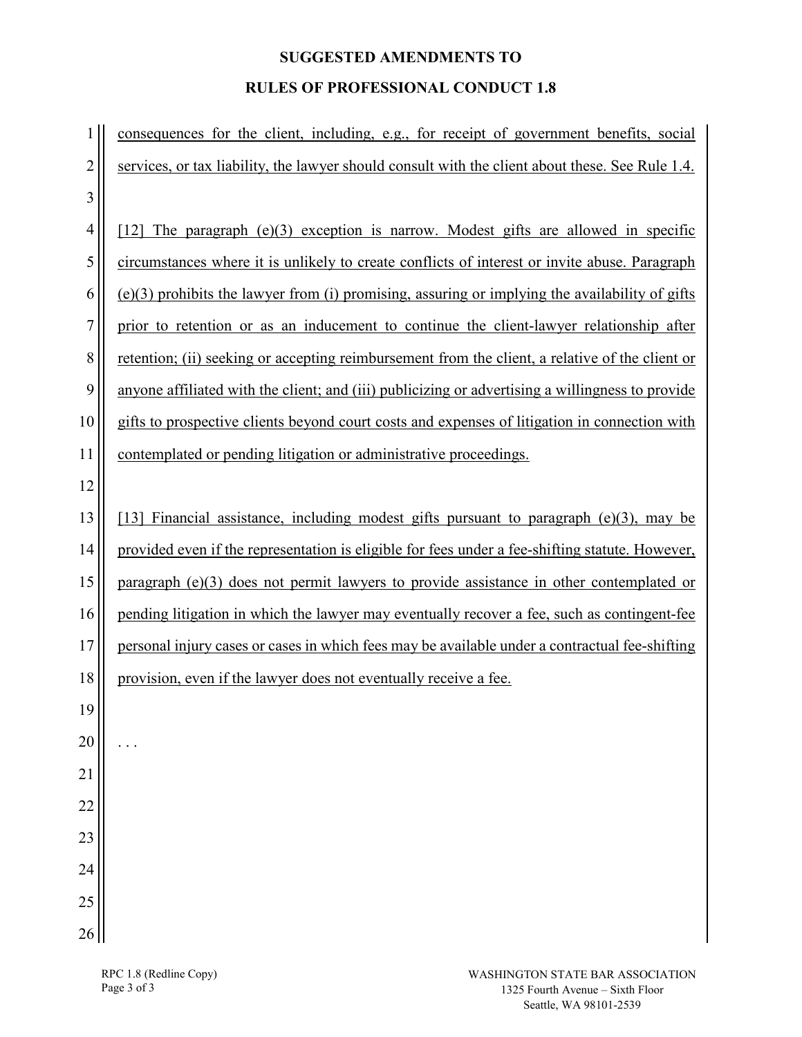consequences for the client, including, e.g., for receipt of government benefits, social services, or tax liability, the lawyer should consult with the client about these. See Rule 1.4.

[12] The paragraph (e)(3) exception is narrow. Modest gifts are allowed in specific circumstances where it is unlikely to create conflicts of interest or invite abuse. Paragraph (e)(3) prohibits the lawyer from (i) promising, assuring or implying the availability of gifts prior to retention or as an inducement to continue the client-lawyer relationship after retention; (ii) seeking or accepting reimbursement from the client, a relative of the client or anyone affiliated with the client; and (iii) publicizing or advertising a willingness to provide gifts to prospective clients beyond court costs and expenses of litigation in connection with contemplated or pending litigation or administrative proceedings.

[13] Financial assistance, including modest gifts pursuant to paragraph (e)(3), may be provided even if the representation is eligible for fees under a fee-shifting statute. However, paragraph (e)(3) does not permit lawyers to provide assistance in other contemplated or pending litigation in which the lawyer may eventually recover a fee, such as contingent-fee personal injury cases or cases in which fees may be available under a contractual fee-shifting provision, even if the lawyer does not eventually receive a fee.

. . .